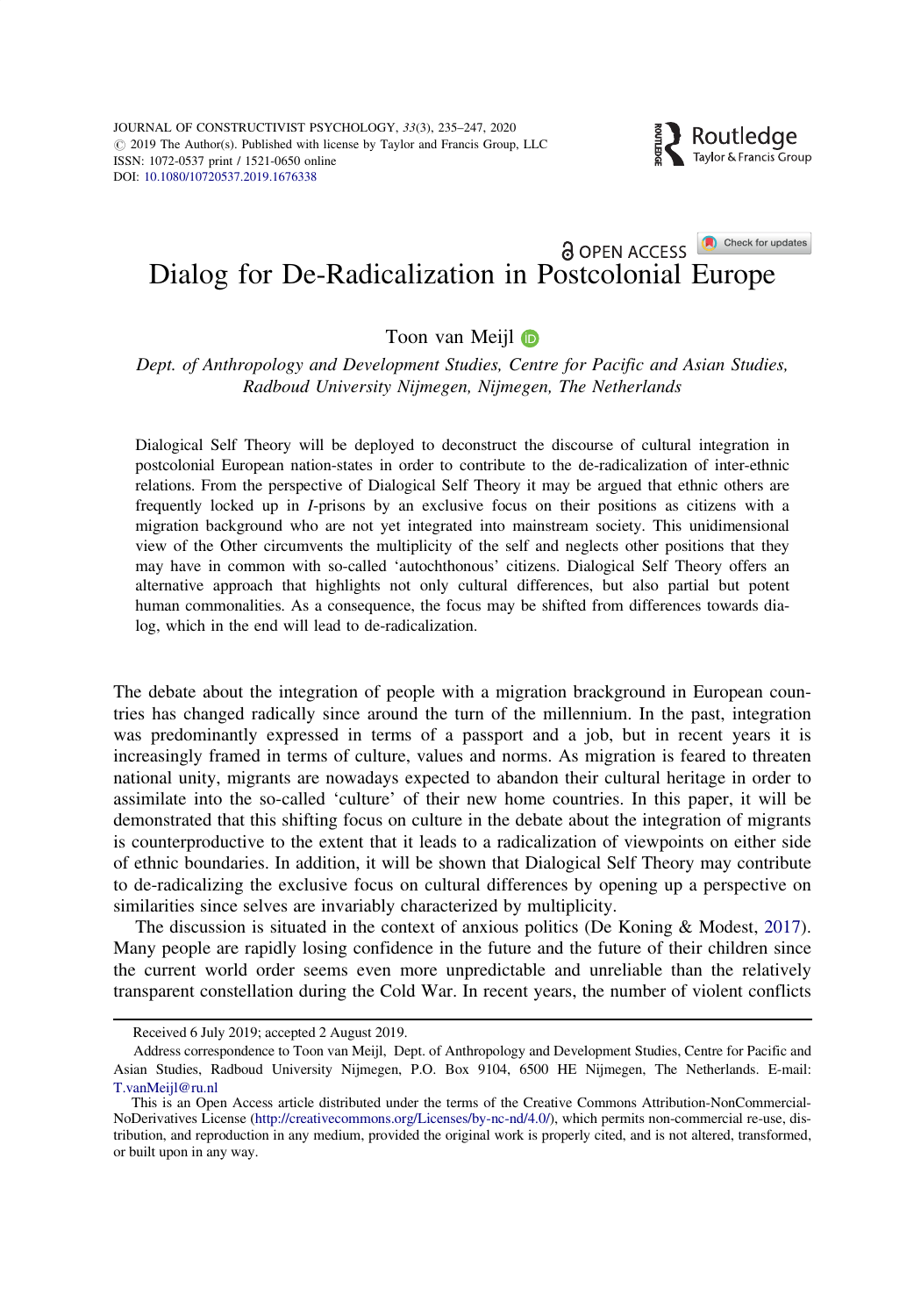# Dialog for De-Radicalization in Postcolonial Europe

Toon van Meijl

*Dept. of Anthropology and Development Studies, Centre for Pacific and Asian Studies, Radboud University Nijmegen, Nijmegen, The Netherlands*

Dialogical Self Theory will be deployed to deconstruct the discourse of cultural integration in postcolonial European nation-states in order to contribute to the de-radicalization of inter-ethnic relations. From the perspective of Dialogical Self Theory it may be argued that ethnic others are frequently locked up in *I*-prisons by an exclusive focus on their positions as citizens with a migration background who are not yet integrated into mainstream society. This unidimensional view of the Other circumvents the multiplicity of the self and neglects other positions that they may have in common with so-called 'autochthonous' citizens. Dialogical Self Theory offers an alternative approach that highlights not only cultural differences, but also partial but potent human commonalities. As a consequence, the focus may be shifted from differences towards dialog, which in the end will lead to de-radicalization.

The debate about the integration of people with a migration brackground in European countries has changed radically since around the turn of the millennium. In the past, integration was predominantly expressed in terms of a passport and a job, but in recent years it is increasingly framed in terms of culture, values and norms. As migration is feared to threaten national unity, migrants are nowadays expected to abandon their cultural heritage in order to assimilate into the so-called 'culture' of their new home countries. In this paper, it will be demonstrated that this shifting focus on culture in the debate about the integration of migrants is counterproductive to the extent that it leads to a radicalization of viewpoints on either side of ethnic boundaries. In addition, it will be shown that Dialogical Self Theory may contribute to de-radicalizing the exclusive focus on cultural differences by opening up a perspective on similarities since selves are invariably characterized by multiplicity.

The discussion is situated in the context of anxious politics (De Koning & Modest, 2017). Many people are rapidly losing confidence in the future and the future of their children since the current world order seems even more unpredictable and unreliable than the relatively transparent constellation during the Cold War. In recent years, the number of violent conflicts

---

Received 6 July 2019; accepted 2 August 2019.

Address correspondence to Toon van Meijl, Dept. of Anthropology and Development Studies, Centre for Pacific and Asian Studies, Radboud University Nijmegen, P.O. Box 9104, 6500 HE Nijmegen, The Netherlands. E-mail: T.vanMeijl@ru.nl

This is an Open Access article distributed under the terms of the Creative Commons Attribution-NonCommercial-NoDerivatives License (http://creativecommons.org/Licenses/by-nc-nd/4.0/), which permits non-commercial re-use, distribution, and reproduction in any medium, provided the original work is properly cited, and is not altered, transformed, or built upon in any way.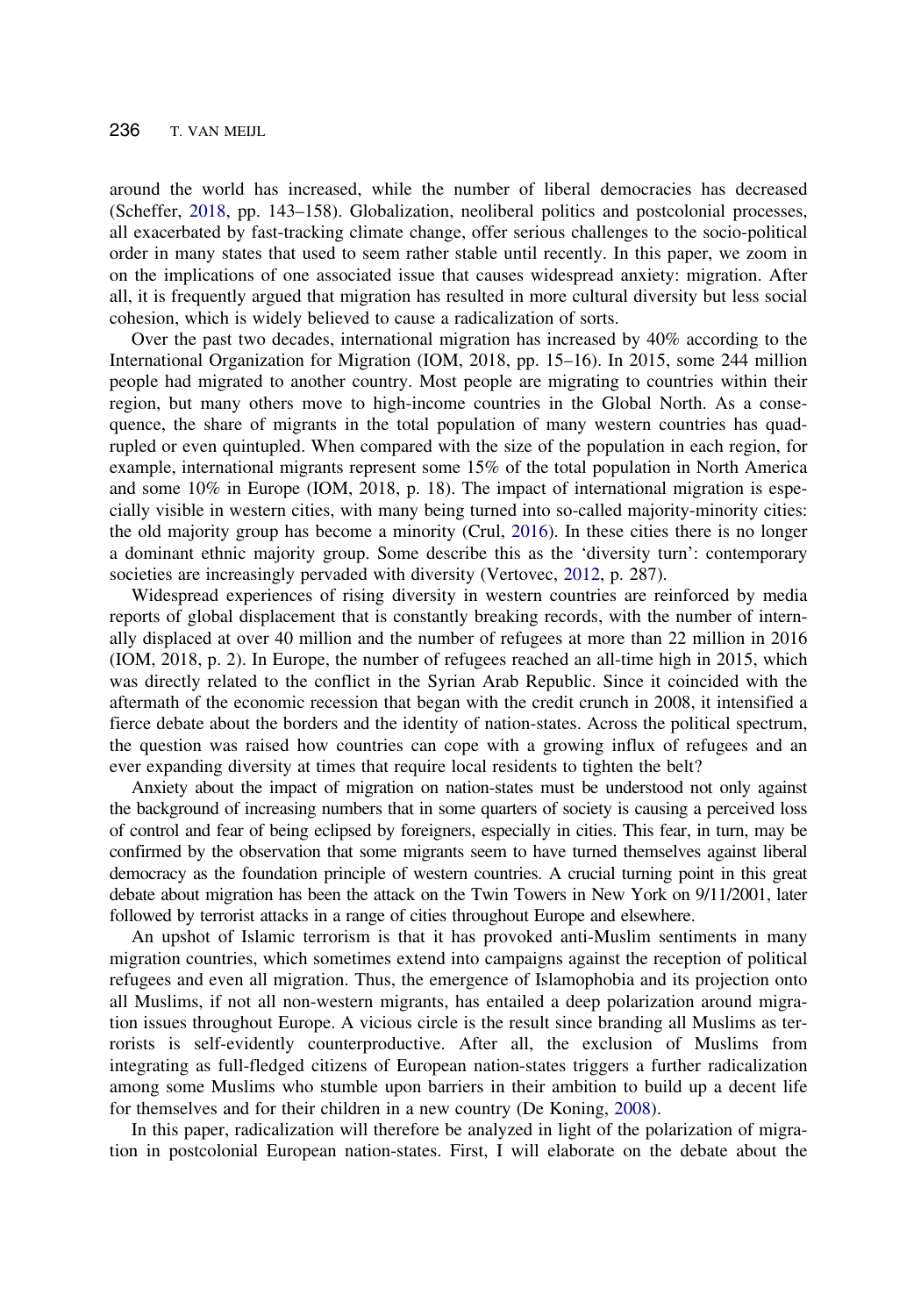around the world has increased, while the number of liberal democracies has decreased (Scheffer, 2018, pp. 143–158). Globalization, neoliberal politics and postcolonial processes, all exacerbated by fast-tracking climate change, offer serious challenges to the socio-political order in many states that used to seem rather stable until recently. In this paper, we zoom in on the implications of one associated issue that causes widespread anxiety: migration. After all, it is frequently argued that migration has resulted in more cultural diversity but less social cohesion, which is widely believed to cause a radicalization of sorts.

Over the past two decades, international migration has increased by 40% according to the International Organization for Migration (IOM, 2018, pp. 15–16). In 2015, some 244 million people had migrated to another country. Most people are migrating to countries within their region, but many others move to high-income countries in the Global North. As a consequence, the share of migrants in the total population of many western countries has quadrupled or even quintupled. When compared with the size of the population in each region, for example, international migrants represent some 15% of the total population in North America and some 10% in Europe (IOM, 2018, p. 18). The impact of international migration is especially visible in western cities, with many being turned into so-called majority-minority cities: the old majority group has become a minority (Crul, 2016). In these cities there is no longer a dominant ethnic majority group. Some describe this as the 'diversity turn': contemporary societies are increasingly pervaded with diversity (Vertovec, 2012, p. 287).

Widespread experiences of rising diversity in western countries are reinforced by media reports of global displacement that is constantly breaking records, with the number of internally displaced at over 40 million and the number of refugees at more than 22 million in 2016 (IOM, 2018, p. 2). In Europe, the number of refugees reached an all-time high in 2015, which was directly related to the conflict in the Syrian Arab Republic. Since it coincided with the aftermath of the economic recession that began with the credit crunch in 2008, it intensified a fierce debate about the borders and the identity of nation-states. Across the political spectrum, the question was raised how countries can cope with a growing influx of refugees and an ever expanding diversity at times that require local residents to tighten the belt?

Anxiety about the impact of migration on nation-states must be understood not only against the background of increasing numbers that in some quarters of society is causing a perceived loss of control and fear of being eclipsed by foreigners, especially in cities. This fear, in turn, may be confirmed by the observation that some migrants seem to have turned themselves against liberal democracy as the foundation principle of western countries. A crucial turning point in this great debate about migration has been the attack on the Twin Towers in New York on 9/11/2001, later followed by terrorist attacks in a range of cities throughout Europe and elsewhere.

An upshot of Islamic terrorism is that it has provoked anti-Muslim sentiments in many migration countries, which sometimes extend into campaigns against the reception of political refugees and even all migration. Thus, the emergence of Islamophobia and its projection onto all Muslims, if not all non-western migrants, has entailed a deep polarization around migration issues throughout Europe. A vicious circle is the result since branding all Muslims as terrorists is self-evidently counterproductive. After all, the exclusion of Muslims from integrating as full-fledged citizens of European nation-states triggers a further radicalization among some Muslims who stumble upon barriers in their ambition to build up a decent life for themselves and for their children in a new country (De Koning, 2008).

In this paper, radicalization will therefore be analyzed in light of the polarization of migration in postcolonial European nation-states. First, I will elaborate on the debate about the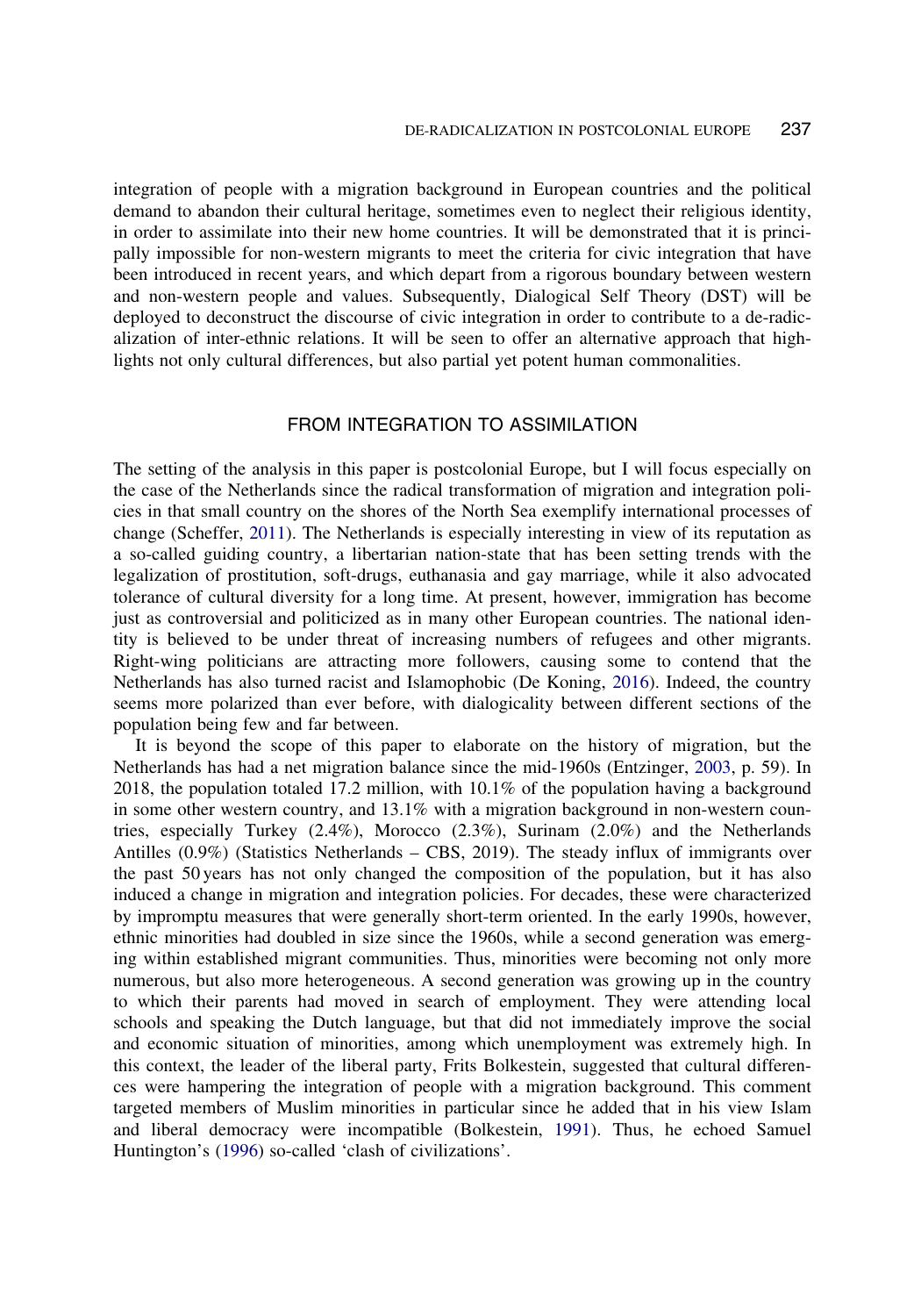integration of people with a migration background in European countries and the political demand to abandon their cultural heritage, sometimes even to neglect their religious identity, in order to assimilate into their new home countries. It will be demonstrated that it is principally impossible for non-western migrants to meet the criteria for civic integration that have been introduced in recent years, and which depart from a rigorous boundary between western and non-western people and values. Subsequently, Dialogical Self Theory (DST) will be deployed to deconstruct the discourse of civic integration in order to contribute to a de-radicalization of inter-ethnic relations. It will be seen to offer an alternative approach that highlights not only cultural differences, but also partial yet potent human commonalities.

## FROM INTEGRATION TO ASSIMILATION

The setting of the analysis in this paper is postcolonial Europe, but I will focus especially on the case of the Netherlands since the radical transformation of migration and integration policies in that small country on the shores of the North Sea exemplify international processes of change (Scheffer, 2011). The Netherlands is especially interesting in view of its reputation as a so-called guiding country, a libertarian nation-state that has been setting trends with the legalization of prostitution, soft-drugs, euthanasia and gay marriage, while it also advocated tolerance of cultural diversity for a long time. At present, however, immigration has become just as controversial and politicized as in many other European countries. The national identity is believed to be under threat of increasing numbers of refugees and other migrants. Right-wing politicians are attracting more followers, causing some to contend that the Netherlands has also turned racist and Islamophobic (De Koning, 2016). Indeed, the country seems more polarized than ever before, with dialogicality between different sections of the population being few and far between.

It is beyond the scope of this paper to elaborate on the history of migration, but the Netherlands has had a net migration balance since the mid-1960s (Entzinger, 2003, p. 59). In 2018, the population totaled 17.2 million, with 10.1% of the population having a background in some other western country, and 13.1% with a migration background in non-western countries, especially Turkey (2.4%), Morocco (2.3%), Surinam (2.0%) and the Netherlands Antilles (0.9%) (Statistics Netherlands – CBS, 2019). The steady influx of immigrants over the past 50 years has not only changed the composition of the population, but it has also induced a change in migration and integration policies. For decades, these were characterized by impromptu measures that were generally short-term oriented. In the early 1990s, however, ethnic minorities had doubled in size since the 1960s, while a second generation was emerging within established migrant communities. Thus, minorities were becoming not only more numerous, but also more heterogeneous. A second generation was growing up in the country to which their parents had moved in search of employment. They were attending local schools and speaking the Dutch language, but that did not immediately improve the social and economic situation of minorities, among which unemployment was extremely high. In this context, the leader of the liberal party, Frits Bolkestein, suggested that cultural differences were hampering the integration of people with a migration background. This comment targeted members of Muslim minorities in particular since he added that in his view Islam and liberal democracy were incompatible (Bolkestein, 1991). Thus, he echoed Samuel Huntington's (1996) so-called 'clash of civilizations'.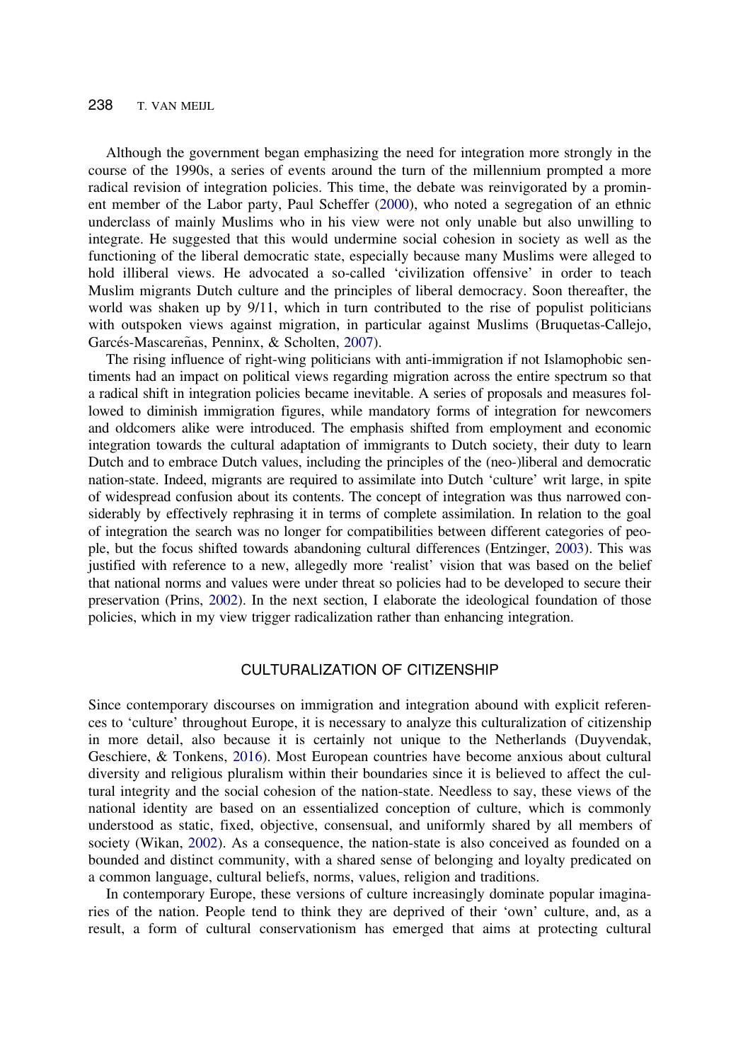Although the government began emphasizing the need for integration more strongly in the course of the 1990s, a series of events around the turn of the millennium prompted a more radical revision of integration policies. This time, the debate was reinvigorated by a prominent member of the Labor party, Paul Scheffer (2000), who noted a segregation of an ethnic underclass of mainly Muslims who in his view were not only unable but also unwilling to integrate. He suggested that this would undermine social cohesion in society as well as the functioning of the liberal democratic state, especially because many Muslims were alleged to hold illiberal views. He advocated a so-called 'civilization offensive' in order to teach Muslim migrants Dutch culture and the principles of liberal democracy. Soon thereafter, the world was shaken up by 9/11, which in turn contributed to the rise of populist politicians with outspoken views against migration, in particular against Muslims (Bruquetas-Callejo, Garcés-Mascareñas, Penninx, & Scholten, 2007).

The rising influence of right-wing politicians with anti-immigration if not Islamophobic sentiments had an impact on political views regarding migration across the entire spectrum so that a radical shift in integration policies became inevitable. A series of proposals and measures followed to diminish immigration figures, while mandatory forms of integration for newcomers and oldcomers alike were introduced. The emphasis shifted from employment and economic integration towards the cultural adaptation of immigrants to Dutch society, their duty to learn Dutch and to embrace Dutch values, including the principles of the (neo-)liberal and democratic nation-state. Indeed, migrants are required to assimilate into Dutch 'culture' writ large, in spite of widespread confusion about its contents. The concept of integration was thus narrowed considerably by effectively rephrasing it in terms of complete assimilation. In relation to the goal of integration the search was no longer for compatibilities between different categories of people, but the focus shifted towards abandoning cultural differences (Entzinger, 2003). This was justified with reference to a new, allegedly more 'realist' vision that was based on the belief that national norms and values were under threat so policies had to be developed to secure their preservation (Prins, 2002). In the next section, I elaborate the ideological foundation of those policies, which in my view trigger radicalization rather than enhancing integration.

## CULTURALIZATION OF CITIZENSHIP

Since contemporary discourses on immigration and integration abound with explicit references to 'culture' throughout Europe, it is necessary to analyze this culturalization of citizenship in more detail, also because it is certainly not unique to the Netherlands (Duyvendak, Geschiere, & Tonkens, 2016). Most European countries have become anxious about cultural diversity and religious pluralism within their boundaries since it is believed to affect the cultural integrity and the social cohesion of the nation-state. Needless to say, these views of the national identity are based on an essentialized conception of culture, which is commonly understood as static, fixed, objective, consensual, and uniformly shared by all members of society (Wikan, 2002). As a consequence, the nation-state is also conceived as founded on a bounded and distinct community, with a shared sense of belonging and loyalty predicated on a common language, cultural beliefs, norms, values, religion and traditions.

In contemporary Europe, these versions of culture increasingly dominate popular imaginaries of the nation. People tend to think they are deprived of their 'own' culture, and, as a result, a form of cultural conservationism has emerged that aims at protecting cultural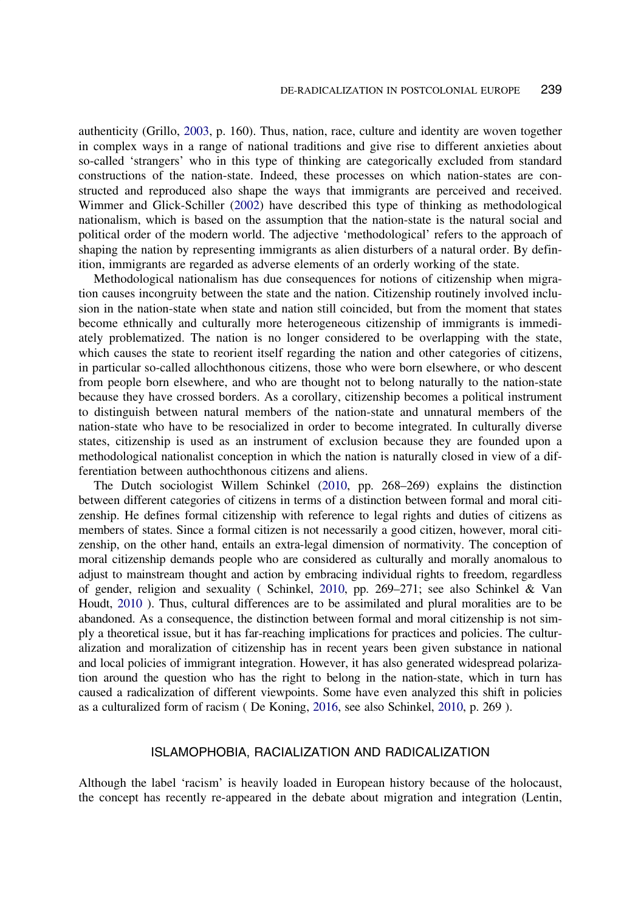authenticity (Grillo, 2003, p. 160). Thus, nation, race, culture and identity are woven together in complex ways in a range of national traditions and give rise to different anxieties about so-called 'strangers' who in this type of thinking are categorically excluded from standard constructions of the nation-state. Indeed, these processes on which nation-states are constructed and reproduced also shape the ways that immigrants are perceived and received. Wimmer and Glick-Schiller (2002) have described this type of thinking as methodological nationalism, which is based on the assumption that the nation-state is the natural social and political order of the modern world. The adjective 'methodological' refers to the approach of shaping the nation by representing immigrants as alien disturbers of a natural order. By definition, immigrants are regarded as adverse elements of an orderly working of the state.

Methodological nationalism has due consequences for notions of citizenship when migration causes incongruity between the state and the nation. Citizenship routinely involved inclusion in the nation-state when state and nation still coincided, but from the moment that states become ethnically and culturally more heterogeneous citizenship of immigrants is immediately problematized. The nation is no longer considered to be overlapping with the state, which causes the state to reorient itself regarding the nation and other categories of citizens, in particular so-called allochthonous citizens, those who were born elsewhere, or who descent from people born elsewhere, and who are thought not to belong naturally to the nation-state because they have crossed borders. As a corollary, citizenship becomes a political instrument to distinguish between natural members of the nation-state and unnatural members of the nation-state who have to be resocialized in order to become integrated. In culturally diverse states, citizenship is used as an instrument of exclusion because they are founded upon a methodological nationalist conception in which the nation is naturally closed in view of a differentiation between authochthonous citizens and aliens.

The Dutch sociologist Willem Schinkel (2010, pp. 268–269) explains the distinction between different categories of citizens in terms of a distinction between formal and moral citizenship. He defines formal citizenship with reference to legal rights and duties of citizens as members of states. Since a formal citizen is not necessarily a good citizen, however, moral citizenship, on the other hand, entails an extra-legal dimension of normativity. The conception of moral citizenship demands people who are considered as culturally and morally anomalous to adjust to mainstream thought and action by embracing individual rights to freedom, regardless of gender, religion and sexuality ( Schinkel, 2010, pp. 269–271; see also Schinkel & Van Houdt, 2010 ). Thus, cultural differences are to be assimilated and plural moralities are to be abandoned. As a consequence, the distinction between formal and moral citizenship is not simply a theoretical issue, but it has far-reaching implications for practices and policies. The culturalization and moralization of citizenship has in recent years been given substance in national and local policies of immigrant integration. However, it has also generated widespread polarization around the question who has the right to belong in the nation-state, which in turn has caused a radicalization of different viewpoints. Some have even analyzed this shift in policies as a culturalized form of racism ( De Koning, 2016, see also Schinkel, 2010, p. 269 ).

## ISLAMOPHOBIA, RACIALIZATION AND RADICALIZATION

Although the label 'racism' is heavily loaded in European history because of the holocaust, the concept has recently re-appeared in the debate about migration and integration (Lentin,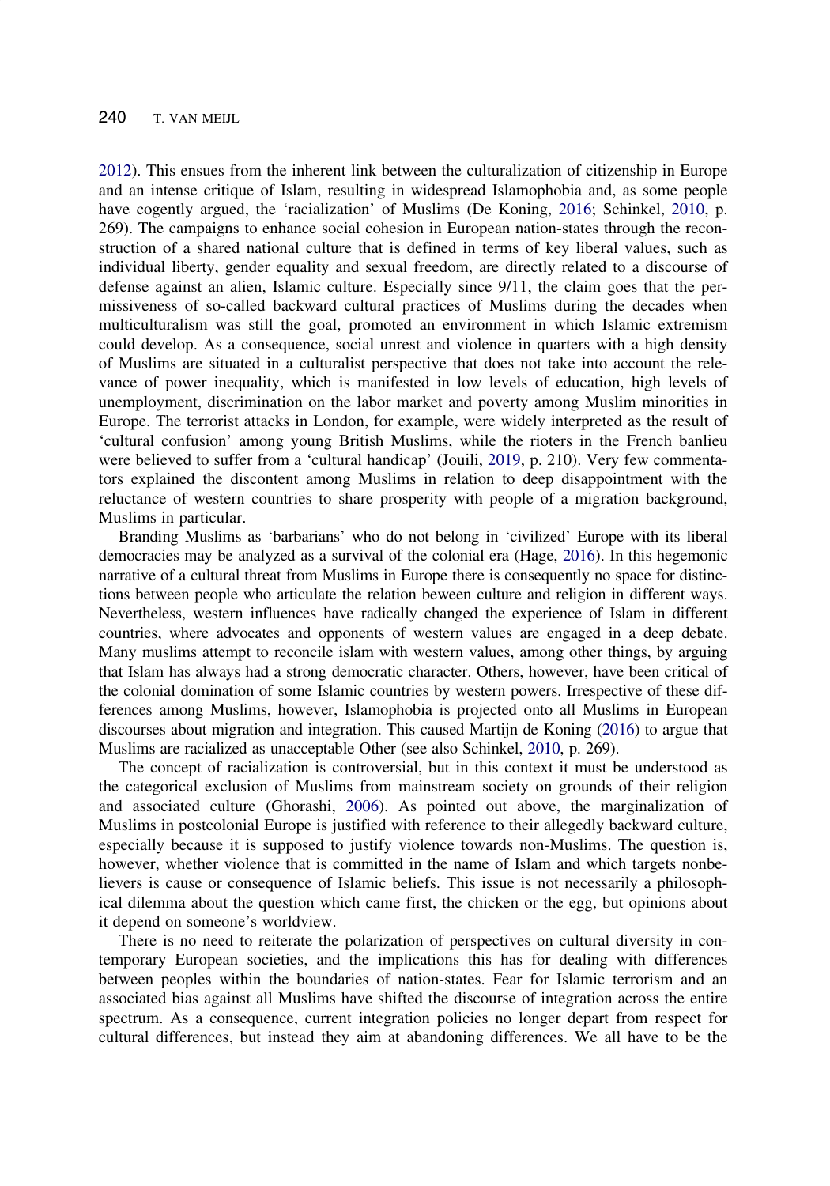2012). This ensues from the inherent link between the culturalization of citizenship in Europe and an intense critique of Islam, resulting in widespread Islamophobia and, as some people have cogently argued, the 'racialization' of Muslims (De Koning, 2016; Schinkel, 2010, p. 269). The campaigns to enhance social cohesion in European nation-states through the reconstruction of a shared national culture that is defined in terms of key liberal values, such as individual liberty, gender equality and sexual freedom, are directly related to a discourse of defense against an alien, Islamic culture. Especially since 9/11, the claim goes that the permissiveness of so-called backward cultural practices of Muslims during the decades when multiculturalism was still the goal, promoted an environment in which Islamic extremism could develop. As a consequence, social unrest and violence in quarters with a high density of Muslims are situated in a culturalist perspective that does not take into account the relevance of power inequality, which is manifested in low levels of education, high levels of unemployment, discrimination on the labor market and poverty among Muslim minorities in Europe. The terrorist attacks in London, for example, were widely interpreted as the result of 'cultural confusion' among young British Muslims, while the rioters in the French banlieu were believed to suffer from a 'cultural handicap' (Jouili, 2019, p. 210). Very few commentators explained the discontent among Muslims in relation to deep disappointment with the reluctance of western countries to share prosperity with people of a migration background, Muslims in particular.

Branding Muslims as 'barbarians' who do not belong in 'civilized' Europe with its liberal democracies may be analyzed as a survival of the colonial era (Hage, 2016). In this hegemonic narrative of a cultural threat from Muslims in Europe there is consequently no space for distinctions between people who articulate the relation beween culture and religion in different ways. Nevertheless, western influences have radically changed the experience of Islam in different countries, where advocates and opponents of western values are engaged in a deep debate. Many muslims attempt to reconcile islam with western values, among other things, by arguing that Islam has always had a strong democratic character. Others, however, have been critical of the colonial domination of some Islamic countries by western powers. Irrespective of these differences among Muslims, however, Islamophobia is projected onto all Muslims in European discourses about migration and integration. This caused Martijn de Koning (2016) to argue that Muslims are racialized as unacceptable Other (see also Schinkel, 2010, p. 269).

The concept of racialization is controversial, but in this context it must be understood as the categorical exclusion of Muslims from mainstream society on grounds of their religion and associated culture (Ghorashi, 2006). As pointed out above, the marginalization of Muslims in postcolonial Europe is justified with reference to their allegedly backward culture, especially because it is supposed to justify violence towards non-Muslims. The question is, however, whether violence that is committed in the name of Islam and which targets nonbelievers is cause or consequence of Islamic beliefs. This issue is not necessarily a philosophical dilemma about the question which came first, the chicken or the egg, but opinions about it depend on someone's worldview.

There is no need to reiterate the polarization of perspectives on cultural diversity in contemporary European societies, and the implications this has for dealing with differences between peoples within the boundaries of nation-states. Fear for Islamic terrorism and an associated bias against all Muslims have shifted the discourse of integration across the entire spectrum. As a consequence, current integration policies no longer depart from respect for cultural differences, but instead they aim at abandoning differences. We all have to be the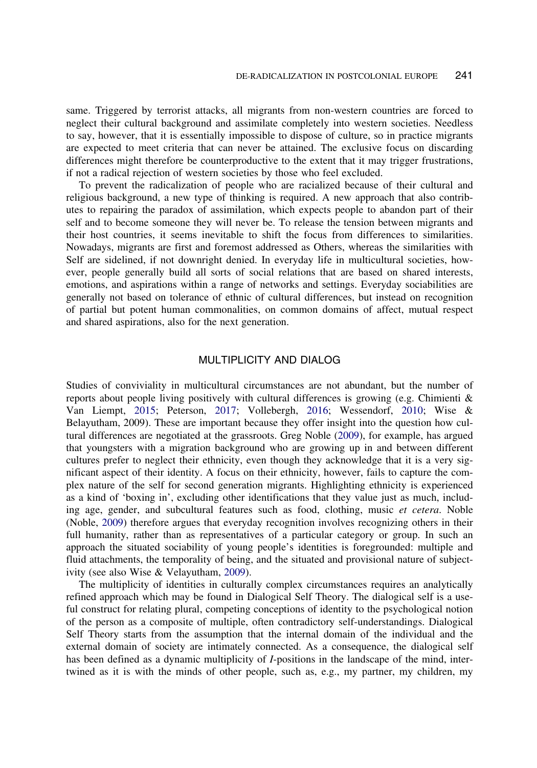same. Triggered by terrorist attacks, all migrants from non-western countries are forced to neglect their cultural background and assimilate completely into western societies. Needless to say, however, that it is essentially impossible to dispose of culture, so in practice migrants are expected to meet criteria that can never be attained. The exclusive focus on discarding differences might therefore be counterproductive to the extent that it may trigger frustrations, if not a radical rejection of western societies by those who feel excluded.

To prevent the radicalization of people who are racialized because of their cultural and religious background, a new type of thinking is required. A new approach that also contributes to repairing the paradox of assimilation, which expects people to abandon part of their self and to become someone they will never be. To release the tension between migrants and their host countries, it seems inevitable to shift the focus from differences to similarities. Nowadays, migrants are first and foremost addressed as Others, whereas the similarities with Self are sidelined, if not downright denied. In everyday life in multicultural societies, however, people generally build all sorts of social relations that are based on shared interests, emotions, and aspirations within a range of networks and settings. Everyday sociabilities are generally not based on tolerance of ethnic of cultural differences, but instead on recognition of partial but potent human commonalities, on common domains of affect, mutual respect and shared aspirations, also for the next generation.

## MULTIPLICITY AND DIALOG

Studies of conviviality in multicultural circumstances are not abundant, but the number of reports about people living positively with cultural differences is growing (e.g. Chimienti & Van Liempt, 2015; Peterson, 2017; Vollebergh, 2016; Wessendorf, 2010; Wise & Belayutham, 2009). These are important because they offer insight into the question how cultural differences are negotiated at the grassroots. Greg Noble (2009), for example, has argued that youngsters with a migration background who are growing up in and between different cultures prefer to neglect their ethnicity, even though they acknowledge that it is a very significant aspect of their identity. A focus on their ethnicity, however, fails to capture the complex nature of the self for second generation migrants. Highlighting ethnicity is experienced as a kind of 'boxing in', excluding other identifications that they value just as much, including age, gender, and subcultural features such as food, clothing, music *et cetera*. Noble (Noble, 2009) therefore argues that everyday recognition involves recognizing others in their full humanity, rather than as representatives of a particular category or group. In such an approach the situated sociability of young people's identities is foregrounded: multiple and fluid attachments, the temporality of being, and the situated and provisional nature of subjectivity (see also Wise & Velayutham, 2009).

The multiplicity of identities in culturally complex circumstances requires an analytically refined approach which may be found in Dialogical Self Theory. The dialogical self is a useful construct for relating plural, competing conceptions of identity to the psychological notion of the person as a composite of multiple, often contradictory self-understandings. Dialogical Self Theory starts from the assumption that the internal domain of the individual and the external domain of society are intimately connected. As a consequence, the dialogical self has been defined as a dynamic multiplicity of *I*-positions in the landscape of the mind, intertwined as it is with the minds of other people, such as, e.g., my partner, my children, my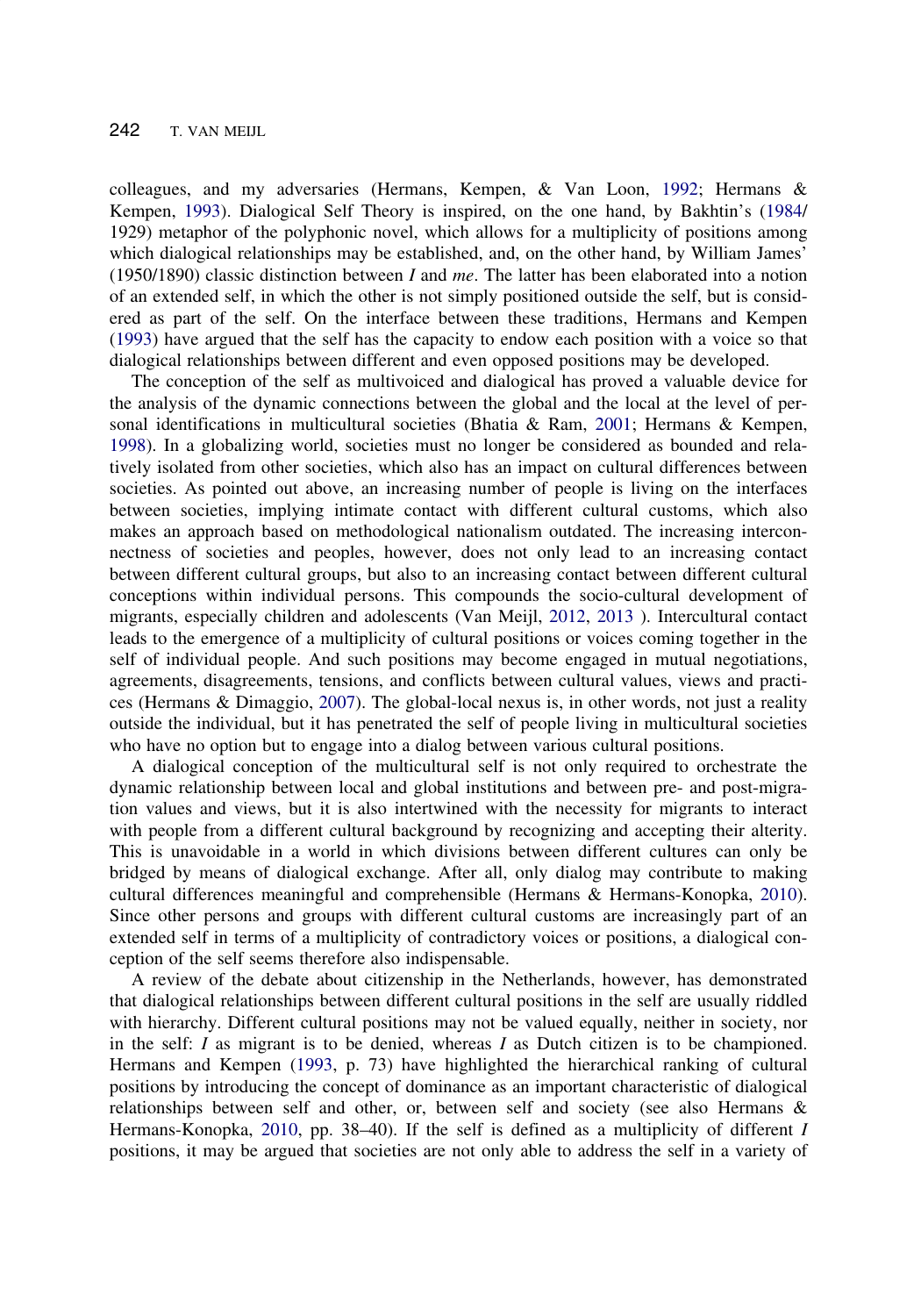colleagues, and my adversaries (Hermans, Kempen, & Van Loon, 1992; Hermans & Kempen, 1993). Dialogical Self Theory is inspired, on the one hand, by Bakhtin's (1984/1929) metaphor of the polyphonic novel, which allows for a multiplicity of positions among which dialogical relationships may be established, and, on the other hand, by William James' (1950/1890) classic distinction between *I* and *me*. The latter has been elaborated into a notion of an extended self, in which the other is not simply positioned outside the self, but is considered as part of the self. On the interface between these traditions, Hermans and Kempen (1993) have argued that the self has the capacity to endow each position with a voice so that dialogical relationships between different and even opposed positions may be developed.

The conception of the self as multivoiced and dialogical has proved a valuable device for the analysis of the dynamic connections between the global and the local at the level of personal identifications in multicultural societies (Bhatia & Ram, 2001; Hermans & Kempen, 1998). In a globalizing world, societies must no longer be considered as bounded and relatively isolated from other societies, which also has an impact on cultural differences between societies. As pointed out above, an increasing number of people is living on the interfaces between societies, implying intimate contact with different cultural customs, which also makes an approach based on methodological nationalism outdated. The increasing interconnectness of societies and peoples, however, does not only lead to an increasing contact between different cultural groups, but also to an increasing contact between different cultural conceptions within individual persons. This compounds the socio-cultural development of migrants, especially children and adolescents (Van Meijl, 2012, 2013 ). Intercultural contact leads to the emergence of a multiplicity of cultural positions or voices coming together in the self of individual people. And such positions may become engaged in mutual negotiations, agreements, disagreements, tensions, and conflicts between cultural values, views and practices (Hermans & Dimaggio, 2007). The global-local nexus is, in other words, not just a reality outside the individual, but it has penetrated the self of people living in multicultural societies who have no option but to engage into a dialog between various cultural positions.

A dialogical conception of the multicultural self is not only required to orchestrate the dynamic relationship between local and global institutions and between pre- and post-migration values and views, but it is also intertwined with the necessity for migrants to interact with people from a different cultural background by recognizing and accepting their alterity. This is unavoidable in a world in which divisions between different cultures can only be bridged by means of dialogical exchange. After all, only dialog may contribute to making cultural differences meaningful and comprehensible (Hermans & Hermans-Konopka, 2010). Since other persons and groups with different cultural customs are increasingly part of an extended self in terms of a multiplicity of contradictory voices or positions, a dialogical conception of the self seems therefore also indispensable.

A review of the debate about citizenship in the Netherlands, however, has demonstrated that dialogical relationships between different cultural positions in the self are usually riddled with hierarchy. Different cultural positions may not be valued equally, neither in society, nor in the self: *I* as migrant is to be denied, whereas *I* as Dutch citizen is to be championed. Hermans and Kempen (1993, p. 73) have highlighted the hierarchical ranking of cultural positions by introducing the concept of dominance as an important characteristic of dialogical relationships between self and other, or, between self and society (see also Hermans & Hermans-Konopka, 2010, pp. 38–40). If the self is defined as a multiplicity of different *I* positions, it may be argued that societies are not only able to address the self in a variety of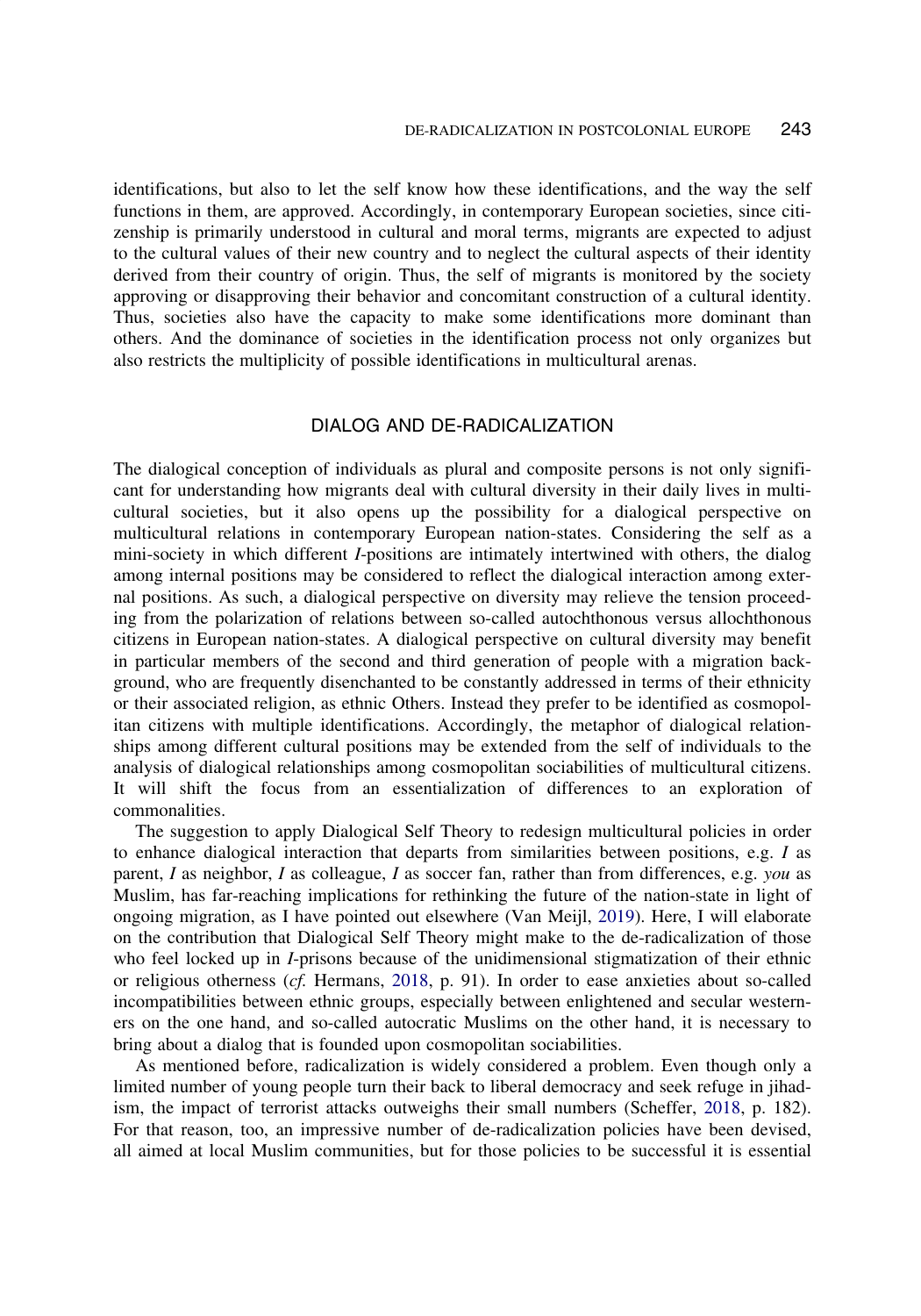identifications, but also to let the self know how these identifications, and the way the self functions in them, are approved. Accordingly, in contemporary European societies, since citizenship is primarily understood in cultural and moral terms, migrants are expected to adjust to the cultural values of their new country and to neglect the cultural aspects of their identity derived from their country of origin. Thus, the self of migrants is monitored by the society approving or disapproving their behavior and concomitant construction of a cultural identity. Thus, societies also have the capacity to make some identifications more dominant than others. And the dominance of societies in the identification process not only organizes but also restricts the multiplicity of possible identifications in multicultural arenas.

## DIALOG AND DE-RADICALIZATION

The dialogical conception of individuals as plural and composite persons is not only significant for understanding how migrants deal with cultural diversity in their daily lives in multicultural societies, but it also opens up the possibility for a dialogical perspective on multicultural relations in contemporary European nation-states. Considering the self as a mini-society in which different *I*-positions are intimately intertwined with others, the dialog among internal positions may be considered to reflect the dialogical interaction among external positions. As such, a dialogical perspective on diversity may relieve the tension proceeding from the polarization of relations between so-called autochthonous versus allochthonous citizens in European nation-states. A dialogical perspective on cultural diversity may benefit in particular members of the second and third generation of people with a migration background, who are frequently disenchanted to be constantly addressed in terms of their ethnicity or their associated religion, as ethnic Others. Instead they prefer to be identified as cosmopolitan citizens with multiple identifications. Accordingly, the metaphor of dialogical relationships among different cultural positions may be extended from the self of individuals to the analysis of dialogical relationships among cosmopolitan sociabilities of multicultural citizens. It will shift the focus from an essentialization of differences to an exploration of commonalities.

The suggestion to apply Dialogical Self Theory to redesign multicultural policies in order to enhance dialogical interaction that departs from similarities between positions, e.g. *I* as parent, *I* as neighbor, *I* as colleague, *I* as soccer fan, rather than from differences, e.g. *you* as Muslim, has far-reaching implications for rethinking the future of the nation-state in light of ongoing migration, as I have pointed out elsewhere (Van Meijl, 2019). Here, I will elaborate on the contribution that Dialogical Self Theory might make to the de-radicalization of those who feel locked up in *I*-prisons because of the unidimensional stigmatization of their ethnic or religious otherness (*cf.* Hermans, 2018, p. 91). In order to ease anxieties about so-called incompatibilities between ethnic groups, especially between enlightened and secular westerners on the one hand, and so-called autocratic Muslims on the other hand, it is necessary to bring about a dialog that is founded upon cosmopolitan sociabilities.

As mentioned before, radicalization is widely considered a problem. Even though only a limited number of young people turn their back to liberal democracy and seek refuge in jihadism, the impact of terrorist attacks outweighs their small numbers (Scheffer, 2018, p. 182). For that reason, too, an impressive number of de-radicalization policies have been devised, all aimed at local Muslim communities, but for those policies to be successful it is essential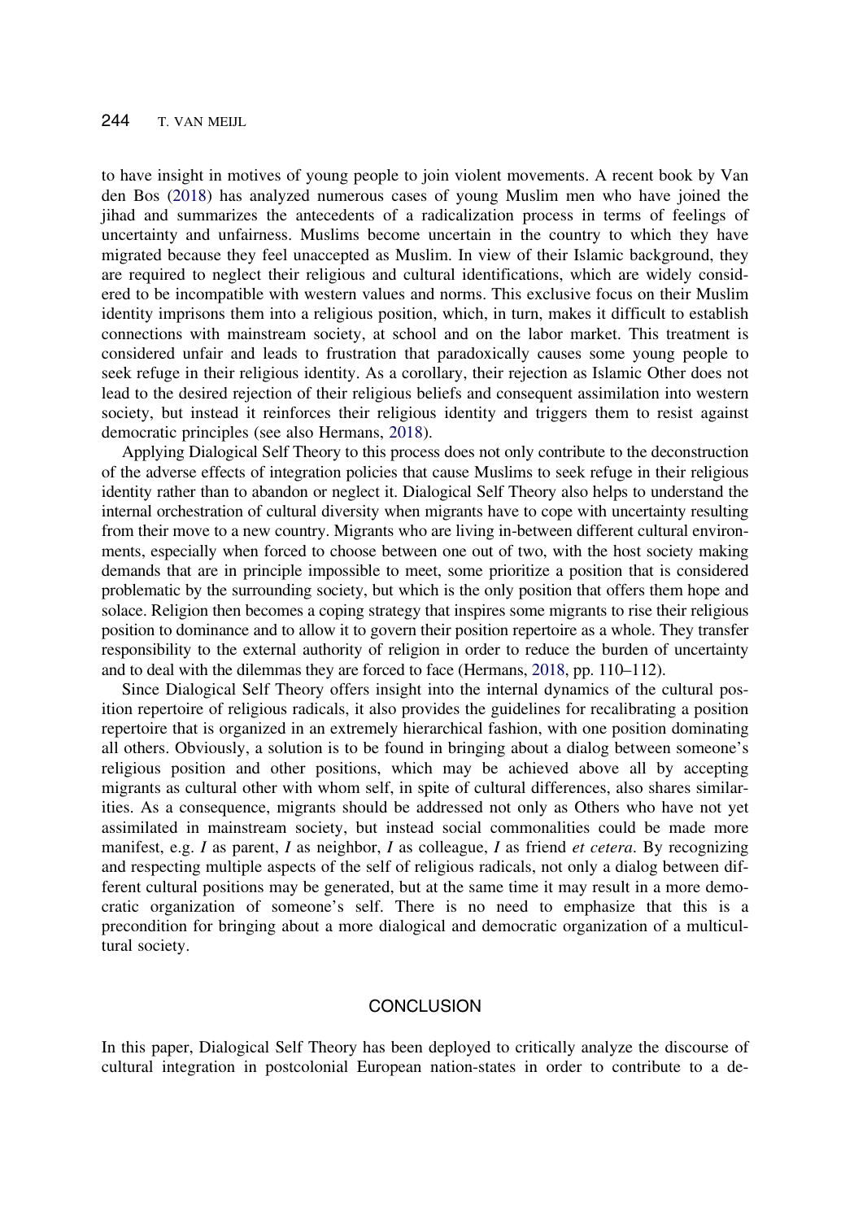to have insight in motives of young people to join violent movements. A recent book by Van den Bos (2018) has analyzed numerous cases of young Muslim men who have joined the jihad and summarizes the antecedents of a radicalization process in terms of feelings of uncertainty and unfairness. Muslims become uncertain in the country to which they have migrated because they feel unaccepted as Muslim. In view of their Islamic background, they are required to neglect their religious and cultural identifications, which are widely considered to be incompatible with western values and norms. This exclusive focus on their Muslim identity imprisons them into a religious position, which, in turn, makes it difficult to establish connections with mainstream society, at school and on the labor market. This treatment is considered unfair and leads to frustration that paradoxically causes some young people to seek refuge in their religious identity. As a corollary, their rejection as Islamic Other does not lead to the desired rejection of their religious beliefs and consequent assimilation into western society, but instead it reinforces their religious identity and triggers them to resist against democratic principles (see also Hermans, 2018).

Applying Dialogical Self Theory to this process does not only contribute to the deconstruction of the adverse effects of integration policies that cause Muslims to seek refuge in their religious identity rather than to abandon or neglect it. Dialogical Self Theory also helps to understand the internal orchestration of cultural diversity when migrants have to cope with uncertainty resulting from their move to a new country. Migrants who are living in-between different cultural environments, especially when forced to choose between one out of two, with the host society making demands that are in principle impossible to meet, some prioritize a position that is considered problematic by the surrounding society, but which is the only position that offers them hope and solace. Religion then becomes a coping strategy that inspires some migrants to rise their religious position to dominance and to allow it to govern their position repertoire as a whole. They transfer responsibility to the external authority of religion in order to reduce the burden of uncertainty and to deal with the dilemmas they are forced to face (Hermans, 2018, pp. 110–112).

Since Dialogical Self Theory offers insight into the internal dynamics of the cultural position repertoire of religious radicals, it also provides the guidelines for recalibrating a position repertoire that is organized in an extremely hierarchical fashion, with one position dominating all others. Obviously, a solution is to be found in bringing about a dialog between someone's religious position and other positions, which may be achieved above all by accepting migrants as cultural other with whom self, in spite of cultural differences, also shares similarities. As a consequence, migrants should be addressed not only as Others who have not yet assimilated in mainstream society, but instead social commonalities could be made more manifest, e.g. *I* as parent, *I* as neighbor, *I* as colleague, *I* as friend *et cetera*. By recognizing and respecting multiple aspects of the self of religious radicals, not only a dialog between different cultural positions may be generated, but at the same time it may result in a more democratic organization of someone's self. There is no need to emphasize that this is a precondition for bringing about a more dialogical and democratic organization of a multicultural society.

## CONCLUSION

In this paper, Dialogical Self Theory has been deployed to critically analyze the discourse of cultural integration in postcolonial European nation-states in order to contribute to a de-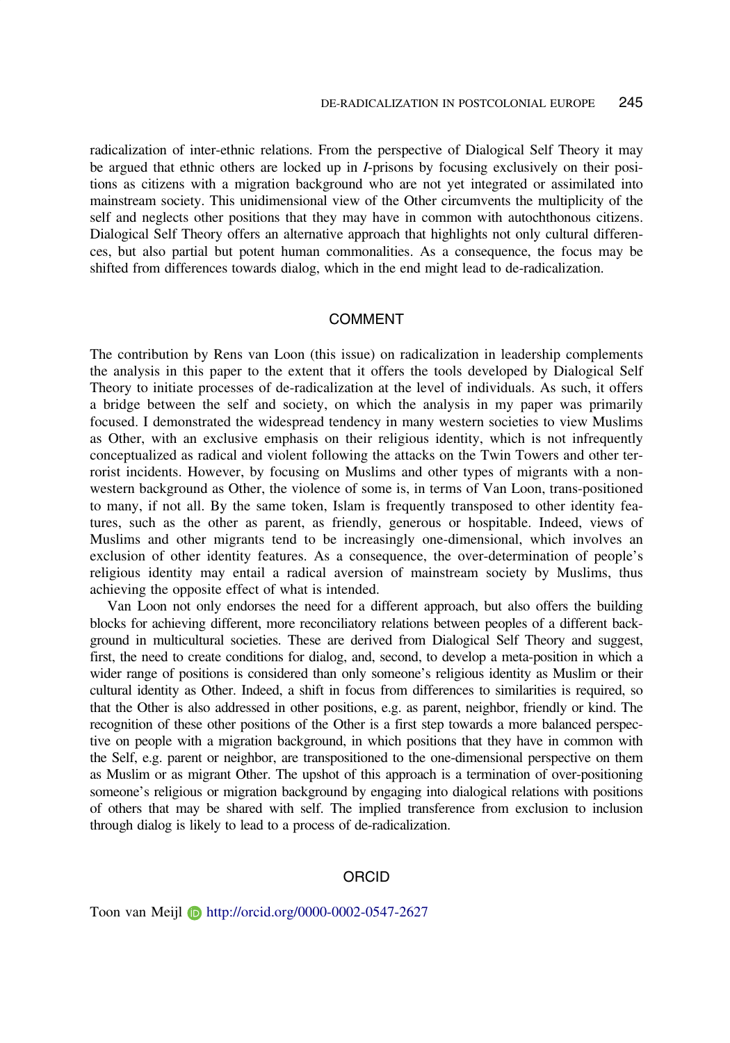radicalization of inter-ethnic relations. From the perspective of Dialogical Self Theory it may be argued that ethnic others are locked up in *I*-prisons by focusing exclusively on their positions as citizens with a migration background who are not yet integrated or assimilated into mainstream society. This unidimensional view of the Other circumvents the multiplicity of the self and neglects other positions that they may have in common with autochthonous citizens. Dialogical Self Theory offers an alternative approach that highlights not only cultural differences, but also partial but potent human commonalities. As a consequence, the focus may be shifted from differences towards dialog, which in the end might lead to de-radicalization.

## COMMENT

The contribution by Rens van Loon (this issue) on radicalization in leadership complements the analysis in this paper to the extent that it offers the tools developed by Dialogical Self Theory to initiate processes of de-radicalization at the level of individuals. As such, it offers a bridge between the self and society, on which the analysis in my paper was primarily focused. I demonstrated the widespread tendency in many western societies to view Muslims as Other, with an exclusive emphasis on their religious identity, which is not infrequently conceptualized as radical and violent following the attacks on the Twin Towers and other terrorist incidents. However, by focusing on Muslims and other types of migrants with a non-western background as Other, the violence of some is, in terms of Van Loon, trans-positioned to many, if not all. By the same token, Islam is frequently transposed to other identity features, such as the other as parent, as friendly, generous or hospitable. Indeed, views of Muslims and other migrants tend to be increasingly one-dimensional, which involves an exclusion of other identity features. As a consequence, the over-determination of people's religious identity may entail a radical aversion of mainstream society by Muslims, thus achieving the opposite effect of what is intended.

Van Loon not only endorses the need for a different approach, but also offers the building blocks for achieving different, more reconciliatory relations between peoples of a different background in multicultural societies. These are derived from Dialogical Self Theory and suggest, first, the need to create conditions for dialog, and, second, to develop a meta-position in which a wider range of positions is considered than only someone's religious identity as Muslim or their cultural identity as Other. Indeed, a shift in focus from differences to similarities is required, so that the Other is also addressed in other positions, e.g. as parent, neighbor, friendly or kind. The recognition of these other positions of the Other is a first step towards a more balanced perspective on people with a migration background, in which positions that they have in common with the Self, e.g. parent or neighbor, are transpositioned to the one-dimensional perspective on them as Muslim or as migrant Other. The upshot of this approach is a termination of over-positioning someone's religious or migration background by engaging into dialogical relations with positions of others that may be shared with self. The implied transference from exclusion to inclusion through dialog is likely to lead to a process of de-radicalization.

## ORCID

Toon van Meijl http://orcid.org/0000-0002-0547-2627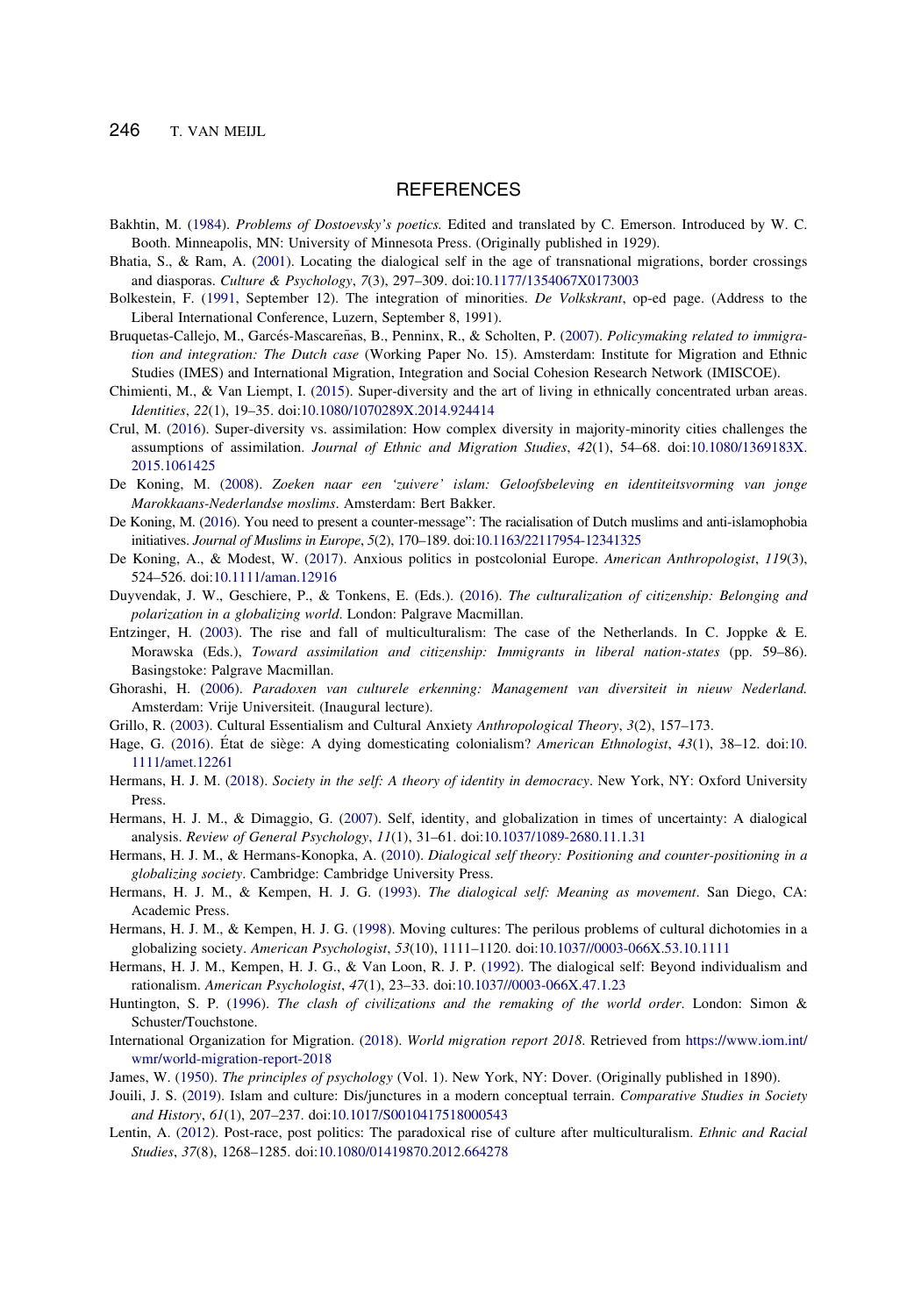## REFERENCES

Bakhtin, M. (1984). *Problems of Dostoevsky's poetics.* Edited and translated by C. Emerson. Introduced by W. C. Booth. Minneapolis, MN: University of Minnesota Press. (Originally published in 1929).

Bhatia, S., & Ram, A. (2001). Locating the dialogical self in the age of transnational migrations, border crossings and diasporas. *Culture & Psychology*, *7*(3), 297–309. doi:10.1177/1354067X0173003

Bolkestein, F. (1991, September 12). The integration of minorities. *De Volkskrant*, op-ed page. (Address to the Liberal International Conference, Luzern, September 8, 1991).

Bruquetas-Callejo, M., Garcés-Mascareñas, B., Penninx, R., & Scholten, P. (2007). *Policymaking related to immigration and integration: The Dutch case* (Working Paper No. 15). Amsterdam: Institute for Migration and Ethnic Studies (IMES) and International Migration, Integration and Social Cohesion Research Network (IMISCOE).

Chimienti, M., & Van Liempt, I. (2015). Super-diversity and the art of living in ethnically concentrated urban areas. *Identities*, *22*(1), 19–35. doi:10.1080/1070289X.2014.924414

Crul, M. (2016). Super-diversity vs. assimilation: How complex diversity in majority-minority cities challenges the assumptions of assimilation. *Journal of Ethnic and Migration Studies*, *42*(1), 54–68. doi:10.1080/1369183X.2015.1061425

De Koning, M. (2008). *Zoeken naar een 'zuivere' islam: Geloofsbeleving en identiteitsvorming van jonge Marokkaans-Nederlandse moslims*. Amsterdam: Bert Bakker.

De Koning, M. (2016). You need to present a counter-message": The racialisation of Dutch muslims and anti-islamophobia initiatives. *Journal of Muslims in Europe*, *5*(2), 170–189. doi:10.1163/22117954-12341325

De Koning, A., & Modest, W. (2017). Anxious politics in postcolonial Europe. *American Anthropologist*, *119*(3), 524–526. doi:10.1111/aman.12916

Duyvendak, J. W., Geschiere, P., & Tonkens, E. (Eds.). (2016). *The culturalization of citizenship: Belonging and polarization in a globalizing world*. London: Palgrave Macmillan.

Entzinger, H. (2003). The rise and fall of multiculturalism: The case of the Netherlands. In C. Joppke & E. Morawska (Eds.), *Toward assimilation and citizenship: Immigrants in liberal nation-states* (pp. 59–86). Basingstoke: Palgrave Macmillan.

Ghorashi, H. (2006). *Paradoxen van culturele erkenning: Management van diversiteit in nieuw Nederland.* Amsterdam: Vrije Universiteit. (Inaugural lecture).

Grillo, R. (2003). Cultural Essentialism and Cultural Anxiety *Anthropological Theory*, *3*(2), 157–173.

Hage, G. (2016). État de siège: A dying domesticating colonialism? *American Ethnologist*, *43*(1), 38–12. doi:10.1111/amet.12261

Hermans, H. J. M. (2018). *Society in the self: A theory of identity in democracy*. New York, NY: Oxford University Press.

Hermans, H. J. M., & Dimaggio, G. (2007). Self, identity, and globalization in times of uncertainty: A dialogical analysis. *Review of General Psychology*, *11*(1), 31–61. doi:10.1037/1089-2680.11.1.31

Hermans, H. J. M., & Hermans-Konopka, A. (2010). *Dialogical self theory: Positioning and counter-positioning in a globalizing society*. Cambridge: Cambridge University Press.

Hermans, H. J. M., & Kempen, H. J. G. (1993). *The dialogical self: Meaning as movement*. San Diego, CA: Academic Press.

Hermans, H. J. M., & Kempen, H. J. G. (1998). Moving cultures: The perilous problems of cultural dichotomies in a globalizing society. *American Psychologist*, *53*(10), 1111–1120. doi:10.1037//0003-066X.53.10.1111

Hermans, H. J. M., Kempen, H. J. G., & Van Loon, R. J. P. (1992). The dialogical self: Beyond individualism and rationalism. *American Psychologist*, *47*(1), 23–33. doi:10.1037//0003-066X.47.1.23

Huntington, S. P. (1996). *The clash of civilizations and the remaking of the world order*. London: Simon & Schuster/Touchstone.

International Organization for Migration. (2018). *World migration report 2018*. Retrieved from https://www.iom.int/wmr/world-migration-report-2018

James, W. (1950). *The principles of psychology* (Vol. 1). New York, NY: Dover. (Originally published in 1890).

Jouili, J. S. (2019). Islam and culture: Dis/junctures in a modern conceptual terrain. *Comparative Studies in Society and History*, *61*(1), 207–237. doi:10.1017/S0010417518000543

Lentin, A. (2012). Post-race, post politics: The paradoxical rise of culture after multiculturalism. *Ethnic and Racial Studies*, *37*(8), 1268–1285. doi:10.1080/01419870.2012.664278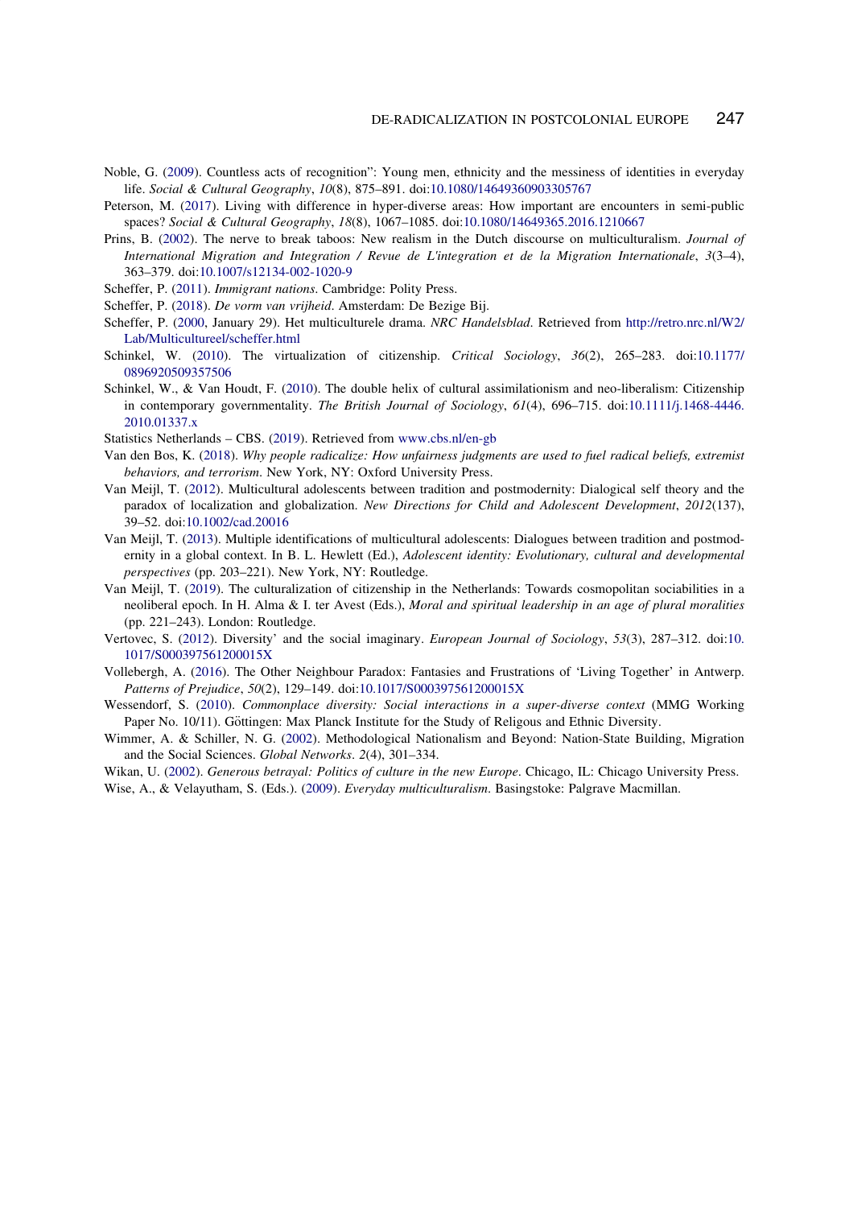Noble, G. (2009). Countless acts of recognition": Young men, ethnicity and the messiness of identities in everyday life. *Social & Cultural Geography*, *10*(8), 875–891. doi:10.1080/14649360903305767

Peterson, M. (2017). Living with difference in hyper-diverse areas: How important are encounters in semi-public spaces? *Social & Cultural Geography*, *18*(8), 1067–1085. doi:10.1080/14649365.2016.1210667

Prins, B. (2002). The nerve to break taboos: New realism in the Dutch discourse on multiculturalism. *Journal of International Migration and Integration / Revue de L'integration et de la Migration Internationale*, *3*(3–4), 363–379. doi:10.1007/s12134-002-1020-9

Scheffer, P. (2011). *Immigrant nations*. Cambridge: Polity Press.

Scheffer, P. (2018). *De vorm van vrijheid*. Amsterdam: De Bezige Bij.

Scheffer, P. (2000, January 29). Het multiculturele drama. *NRC Handelsblad*. Retrieved from http://retro.nrc.nl/W2/Lab/Multicultureel/scheffer.html

Schinkel, W. (2010). The virtualization of citizenship. *Critical Sociology*, *36*(2), 265–283. doi:10.1177/0896920509357506

Schinkel, W., & Van Houdt, F. (2010). The double helix of cultural assimilationism and neo-liberalism: Citizenship in contemporary governmentality. *The British Journal of Sociology*, *61*(4), 696–715. doi:10.1111/j.1468-4446.2010.01337.x

Statistics Netherlands – CBS. (2019). Retrieved from www.cbs.nl/en-gb

Van den Bos, K. (2018). *Why people radicalize: How unfairness judgments are used to fuel radical beliefs, extremist behaviors, and terrorism*. New York, NY: Oxford University Press.

Van Meijl, T. (2012). Multicultural adolescents between tradition and postmodernity: Dialogical self theory and the paradox of localization and globalization. *New Directions for Child and Adolescent Development*, *2012*(137), 39–52. doi:10.1002/cad.20016

Van Meijl, T. (2013). Multiple identifications of multicultural adolescents: Dialogues between tradition and postmodernity in a global context. In B. L. Hewlett (Ed.), *Adolescent identity: Evolutionary, cultural and developmental perspectives* (pp. 203–221). New York, NY: Routledge.

Van Meijl, T. (2019). The culturalization of citizenship in the Netherlands: Towards cosmopolitan sociabilities in a neoliberal epoch. In H. Alma & I. ter Avest (Eds.), *Moral and spiritual leadership in an age of plural moralities* (pp. 221–243). London: Routledge.

Vertovec, S. (2012). Diversity' and the social imaginary. *European Journal of Sociology*, *53*(3), 287–312. doi:10.1017/S000397561200015X

Vollebergh, A. (2016). The Other Neighbour Paradox: Fantasies and Frustrations of 'Living Together' in Antwerp. *Patterns of Prejudice*, *50*(2), 129–149. doi:10.1017/S000397561200015X

Wessendorf, S. (2010). *Commonplace diversity: Social interactions in a super-diverse context* (MMG Working Paper No. 10/11). Göttingen: Max Planck Institute for the Study of Religous and Ethnic Diversity.

Wimmer, A. & Schiller, N. G. (2002). Methodological Nationalism and Beyond: Nation-State Building, Migration and the Social Sciences. *Global Networks*. *2*(4), 301–334.

Wikan, U. (2002). *Generous betrayal: Politics of culture in the new Europe*. Chicago, IL: Chicago University Press.

Wise, A., & Velayutham, S. (Eds.). (2009). *Everyday multiculturalism*. Basingstoke: Palgrave Macmillan.